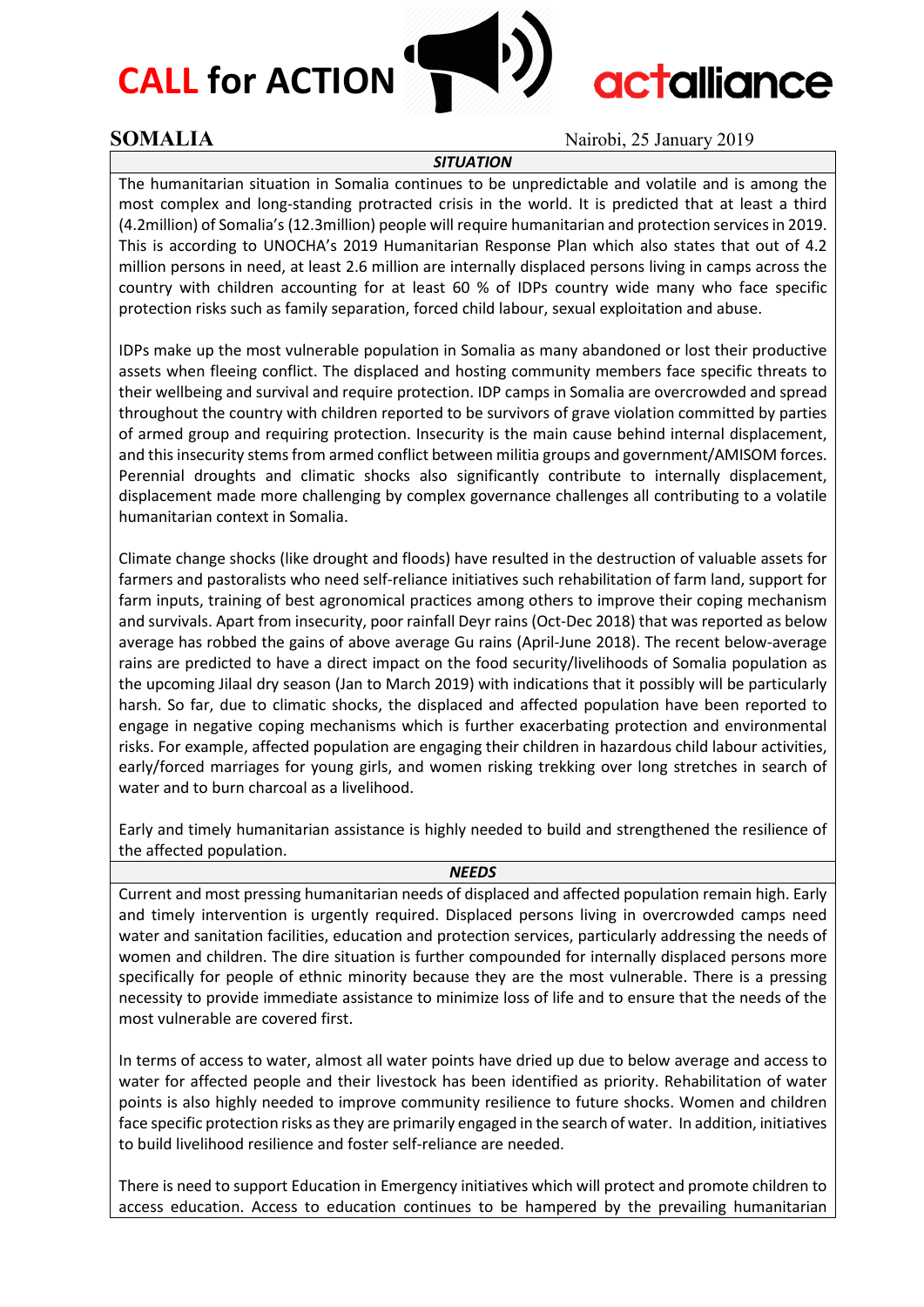# CALL for ACTION

actalliance

**SOMALIA** Nairobi, 25 January 2019

***SITUATION***

The humanitarian situation in Somalia continues to be unpredictable and volatile and is among the most complex and long-standing protracted crisis in the world. It is predicted that at least a third (4.2million) of Somalia's (12.3million) people will require humanitarian and protection services in 2019. This is according to UNOCHA's 2019 Humanitarian Response Plan which also states that out of 4.2 million persons in need, at least 2.6 million are internally displaced persons living in camps across the country with children accounting for at least 60 % of IDPs country wide many who face specific protection risks such as family separation, forced child labour, sexual exploitation and abuse.

IDPs make up the most vulnerable population in Somalia as many abandoned or lost their productive assets when fleeing conflict. The displaced and hosting community members face specific threats to their wellbeing and survival and require protection. IDP camps in Somalia are overcrowded and spread throughout the country with children reported to be survivors of grave violation committed by parties of armed group and requiring protection. Insecurity is the main cause behind internal displacement, and this insecurity stems from armed conflict between militia groups and government/AMISOM forces. Perennial droughts and climatic shocks also significantly contribute to internally displacement, displacement made more challenging by complex governance challenges all contributing to a volatile humanitarian context in Somalia.

Climate change shocks (like drought and floods) have resulted in the destruction of valuable assets for farmers and pastoralists who need self-reliance initiatives such rehabilitation of farm land, support for farm inputs, training of best agronomical practices among others to improve their coping mechanism and survivals. Apart from insecurity, poor rainfall Deyr rains (Oct-Dec 2018) that was reported as below average has robbed the gains of above average Gu rains (April-June 2018). The recent below-average rains are predicted to have a direct impact on the food security/livelihoods of Somalia population as the upcoming Jilaal dry season (Jan to March 2019) with indications that it possibly will be particularly harsh. So far, due to climatic shocks, the displaced and affected population have been reported to engage in negative coping mechanisms which is further exacerbating protection and environmental risks. For example, affected population are engaging their children in hazardous child labour activities, early/forced marriages for young girls, and women risking trekking over long stretches in search of water and to burn charcoal as a livelihood.

Early and timely humanitarian assistance is highly needed to build and strengthened the resilience of the affected population.

***NEEDS***

Current and most pressing humanitarian needs of displaced and affected population remain high. Early and timely intervention is urgently required. Displaced persons living in overcrowded camps need water and sanitation facilities, education and protection services, particularly addressing the needs of women and children. The dire situation is further compounded for internally displaced persons more specifically for people of ethnic minority because they are the most vulnerable. There is a pressing necessity to provide immediate assistance to minimize loss of life and to ensure that the needs of the most vulnerable are covered first.

In terms of access to water, almost all water points have dried up due to below average and access to water for affected people and their livestock has been identified as priority. Rehabilitation of water points is also highly needed to improve community resilience to future shocks. Women and children face specific protection risks as they are primarily engaged in the search of water. In addition, initiatives to build livelihood resilience and foster self-reliance are needed.

There is need to support Education in Emergency initiatives which will protect and promote children to access education. Access to education continues to be hampered by the prevailing humanitarian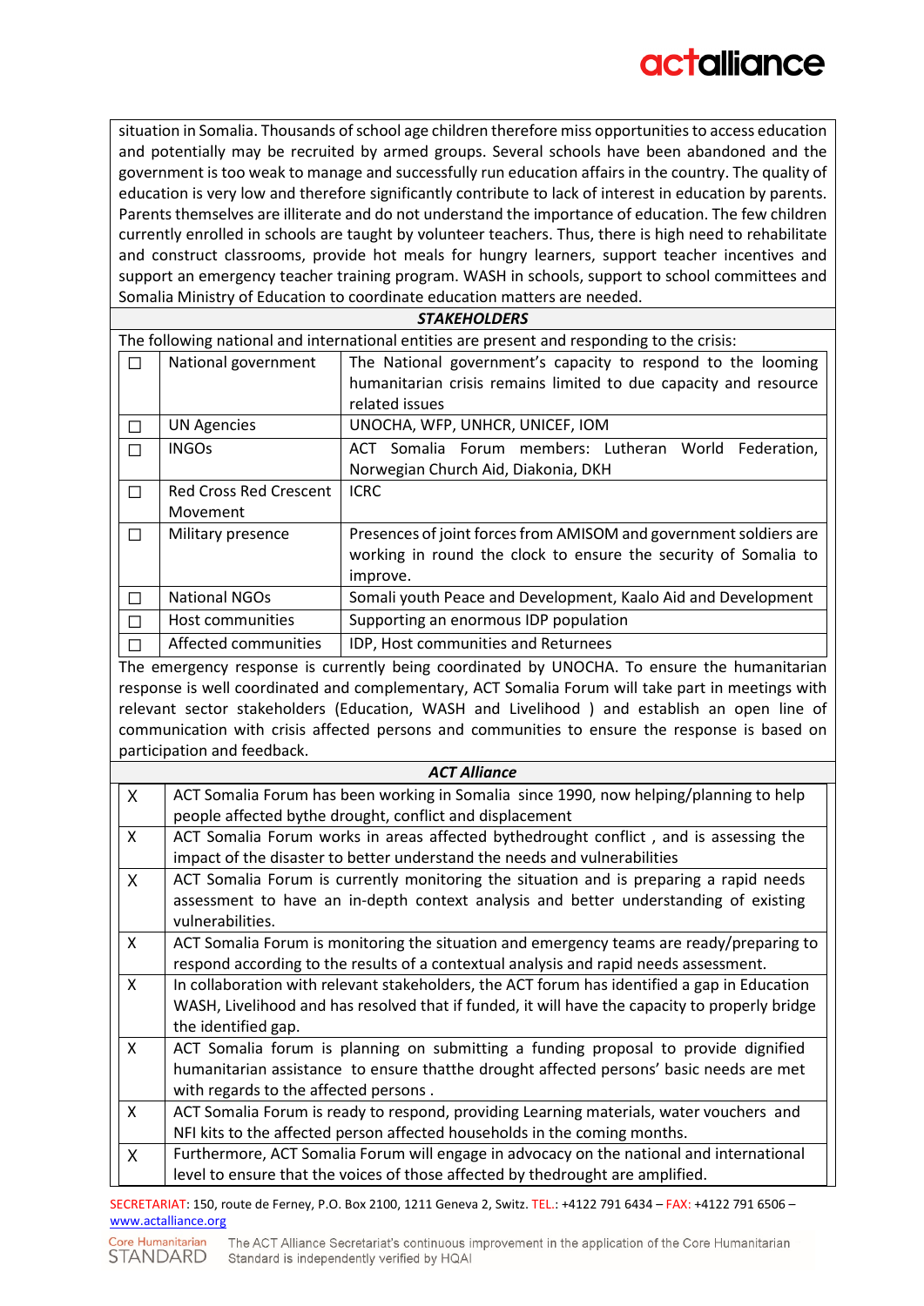situation in Somalia. Thousands of school age children therefore miss opportunities to access education and potentially may be recruited by armed groups. Several schools have been abandoned and the government is too weak to manage and successfully run education affairs in the country. The quality of education is very low and therefore significantly contribute to lack of interest in education by parents. Parents themselves are illiterate and do not understand the importance of education. The few children currently enrolled in schools are taught by volunteer teachers. Thus, there is high need to rehabilitate and construct classrooms, provide hot meals for hungry learners, support teacher incentives and support an emergency teacher training program. WASH in schools, support to school committees and Somalia Ministry of Education to coordinate education matters are needed.

***STAKEHOLDERS***

The following national and international entities are present and responding to the crisis:

| | | |
|---|---|---|
| ☐ | National government | The National government's capacity to respond to the looming humanitarian crisis remains limited to due capacity and resource related issues |
| ☐ | UN Agencies | UNOCHA, WFP, UNHCR, UNICEF, IOM |
| ☐ | INGOs | ACT Somalia Forum members: Lutheran World Federation, Norwegian Church Aid, Diakonia, DKH |
| ☐ | Red Cross Red Crescent Movement | ICRC |
| ☐ | Military presence | Presences of joint forces from AMISOM and government soldiers are working in round the clock to ensure the security of Somalia to improve. |
| ☐ | National NGOs | Somali youth Peace and Development, Kaalo Aid and Development |
| ☐ | Host communities | Supporting an enormous IDP population |
| ☐ | Affected communities | IDP, Host communities and Returnees |

The emergency response is currently being coordinated by UNOCHA. To ensure the humanitarian response is well coordinated and complementary, ACT Somalia Forum will take part in meetings with relevant sector stakeholders (Education, WASH and Livelihood ) and establish an open line of communication with crisis affected persons and communities to ensure the response is based on participation and feedback.

***ACT Alliance***

| | |
|---|---|
| X | ACT Somalia Forum has been working in Somalia since 1990, now helping/planning to help people affected bythe drought, conflict and displacement |
| X | ACT Somalia Forum works in areas affected bythedrought conflict , and is assessing the impact of the disaster to better understand the needs and vulnerabilities |
| X | ACT Somalia Forum is currently monitoring the situation and is preparing a rapid needs assessment to have an in-depth context analysis and better understanding of existing vulnerabilities. |
| X | ACT Somalia Forum is monitoring the situation and emergency teams are ready/preparing to respond according to the results of a contextual analysis and rapid needs assessment. |
| X | In collaboration with relevant stakeholders, the ACT forum has identified a gap in Education WASH, Livelihood and has resolved that if funded, it will have the capacity to properly bridge the identified gap. |
| X | ACT Somalia forum is planning on submitting a funding proposal to provide dignified humanitarian assistance to ensure thatthe drought affected persons' basic needs are met with regards to the affected persons . |
| X | ACT Somalia Forum is ready to respond, providing Learning materials, water vouchers and NFI kits to the affected person affected households in the coming months. |
| X | Furthermore, ACT Somalia Forum will engage in advocacy on the national and international level to ensure that the voices of those affected by thedrought are amplified. |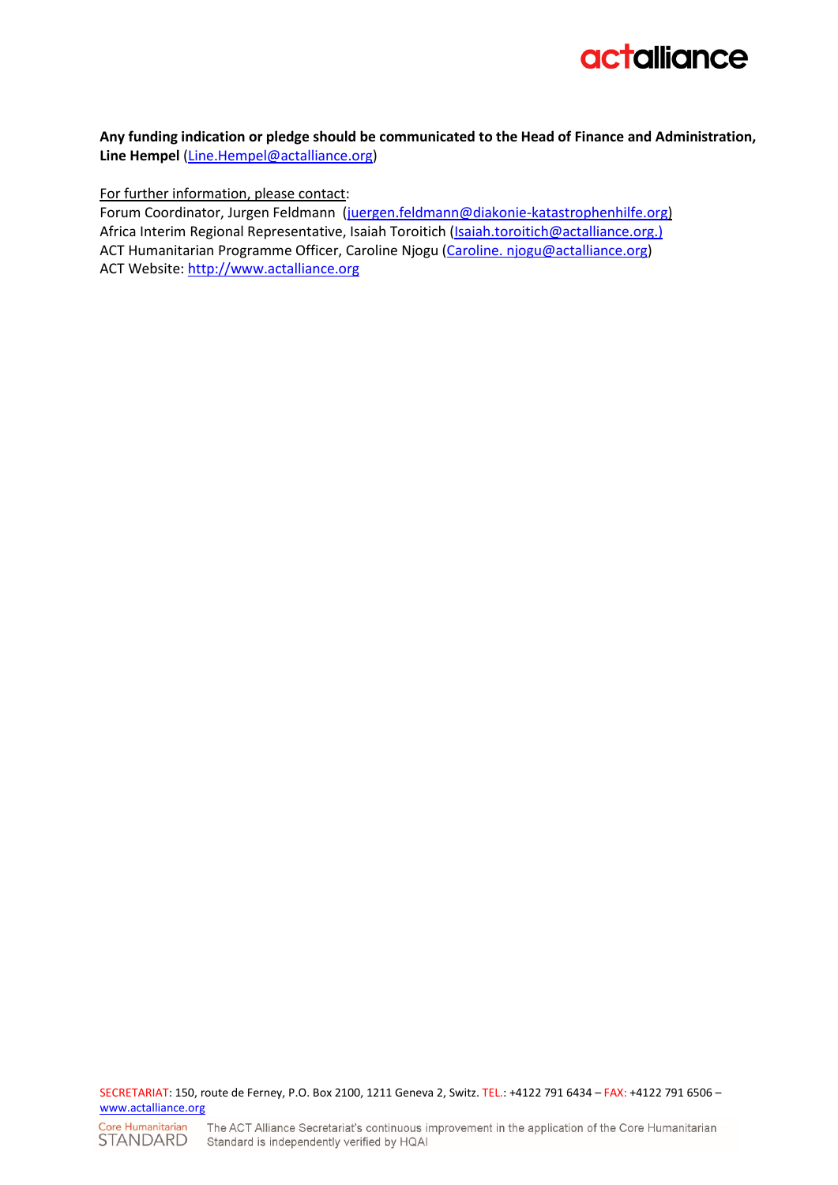**Any funding indication or pledge should be communicated to the Head of Finance and Administration, Line Hempel** (Line.Hempel@actalliance.org)

For further information, please contact:

Forum Coordinator, Jurgen Feldmann (juergen.feldmann@diakonie-katastrophenhilfe.org)
Africa Interim Regional Representative, Isaiah Toroitich (Isaiah.toroitich@actalliance.org.)
ACT Humanitarian Programme Officer, Caroline Njogu (Caroline. njogu@actalliance.org)
ACT Website: http://www.actalliance.org